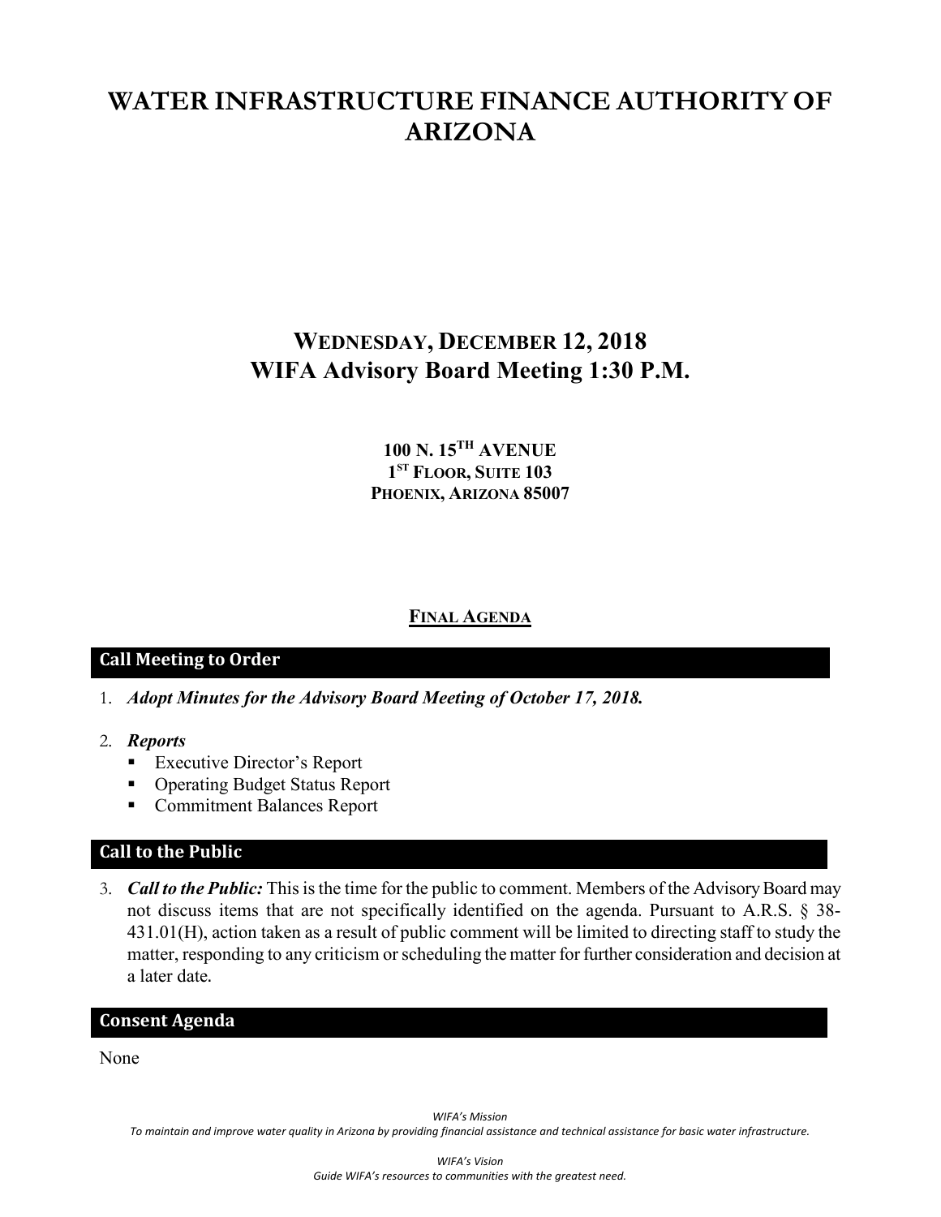# WATER INFRASTRUCTURE FINANCE AUTHORITY OF ARIZONA

## WEDNESDAY, DECEMBER 12, 2018
## WIFA Advisory Board Meeting 1:30 P.M.

**100 N. 15TH AVENUE**
**1ST FLOOR, SUITE 103**
**PHOENIX, ARIZONA 85007**

**FINAL AGENDA**

### Call Meeting to Order

1. ***Adopt Minutes for the Advisory Board Meeting of October 17, 2018.***

2. ***Reports***
   - Executive Director's Report
   - Operating Budget Status Report
   - Commitment Balances Report

### Call to the Public

3. ***Call to the Public:*** This is the time for the public to comment. Members of the Advisory Board may not discuss items that are not specifically identified on the agenda. Pursuant to A.R.S. § 38-431.01(H), action taken as a result of public comment will be limited to directing staff to study the matter, responding to any criticism or scheduling the matter for further consideration and decision at a later date.

### Consent Agenda

None

*WIFA's Mission*
*To maintain and improve water quality in Arizona by providing financial assistance and technical assistance for basic water infrastructure.*

*WIFA's Vision*
*Guide WIFA's resources to communities with the greatest need.*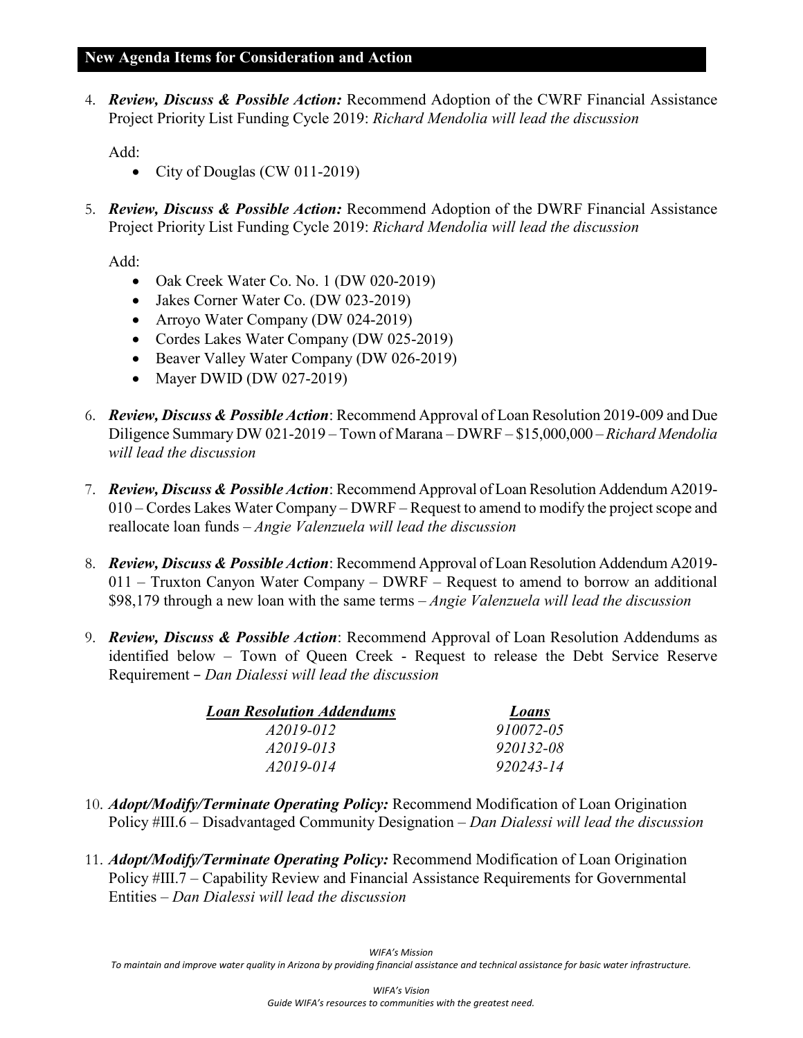## New Agenda Items for Consideration and Action

4. ***Review, Discuss & Possible Action:*** Recommend Adoption of the CWRF Financial Assistance Project Priority List Funding Cycle 2019: *Richard Mendolia will lead the discussion*

   Add:
   - City of Douglas (CW 011-2019)

5. ***Review, Discuss & Possible Action:*** Recommend Adoption of the DWRF Financial Assistance Project Priority List Funding Cycle 2019: *Richard Mendolia will lead the discussion*

   Add:
   - Oak Creek Water Co. No. 1 (DW 020-2019)
   - Jakes Corner Water Co. (DW 023-2019)
   - Arroyo Water Company (DW 024-2019)
   - Cordes Lakes Water Company (DW 025-2019)
   - Beaver Valley Water Company (DW 026-2019)
   - Mayer DWID (DW 027-2019)

6. ***Review, Discuss & Possible Action***: Recommend Approval of Loan Resolution 2019-009 and Due Diligence Summary DW 021-2019 – Town of Marana – DWRF – $15,000,000 – *Richard Mendolia will lead the discussion*

7. ***Review, Discuss & Possible Action***: Recommend Approval of Loan Resolution Addendum A2019-010 – Cordes Lakes Water Company – DWRF – Request to amend to modify the project scope and reallocate loan funds – *Angie Valenzuela will lead the discussion*

8. ***Review, Discuss & Possible Action***: Recommend Approval of Loan Resolution Addendum A2019-011 – Truxton Canyon Water Company – DWRF – Request to amend to borrow an additional $98,179 through a new loan with the same terms – *Angie Valenzuela will lead the discussion*

9. ***Review, Discuss & Possible Action***: Recommend Approval of Loan Resolution Addendums as identified below – Town of Queen Creek - Request to release the Debt Service Reserve Requirement – *Dan Dialessi will lead the discussion*

| *Loan Resolution Addendums* | *Loans* |
|---|---|
| *A2019-012* | *910072-05* |
| *A2019-013* | *920132-08* |
| *A2019-014* | *920243-14* |

10. ***Adopt/Modify/Terminate Operating Policy:*** Recommend Modification of Loan Origination Policy #III.6 – Disadvantaged Community Designation – *Dan Dialessi will lead the discussion*

11. ***Adopt/Modify/Terminate Operating Policy:*** Recommend Modification of Loan Origination Policy #III.7 – Capability Review and Financial Assistance Requirements for Governmental Entities – *Dan Dialessi will lead the discussion*

*WIFA's Mission*
*To maintain and improve water quality in Arizona by providing financial assistance and technical assistance for basic water infrastructure.*

*WIFA's Vision*
*Guide WIFA's resources to communities with the greatest need.*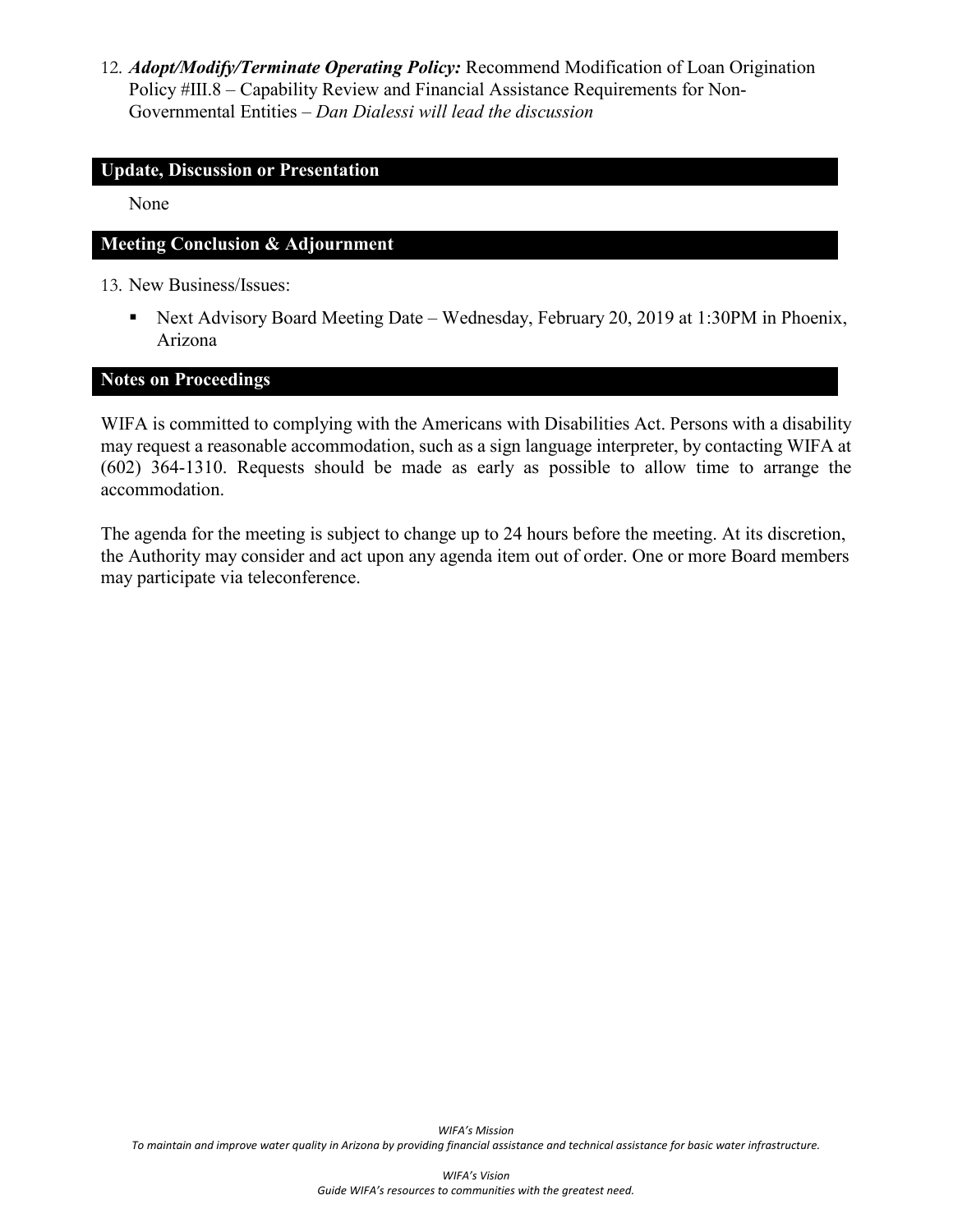12. ***Adopt/Modify/Terminate Operating Policy:*** Recommend Modification of Loan Origination Policy #III.8 – Capability Review and Financial Assistance Requirements for Non-Governmental Entities – *Dan Dialessi will lead the discussion*

## Update, Discussion or Presentation

None

## Meeting Conclusion & Adjournment

13. New Business/Issues:

    - Next Advisory Board Meeting Date – Wednesday, February 20, 2019 at 1:30PM in Phoenix, Arizona

## Notes on Proceedings

WIFA is committed to complying with the Americans with Disabilities Act. Persons with a disability may request a reasonable accommodation, such as a sign language interpreter, by contacting WIFA at (602) 364-1310. Requests should be made as early as possible to allow time to arrange the accommodation.

The agenda for the meeting is subject to change up to 24 hours before the meeting. At its discretion, the Authority may consider and act upon any agenda item out of order. One or more Board members may participate via teleconference.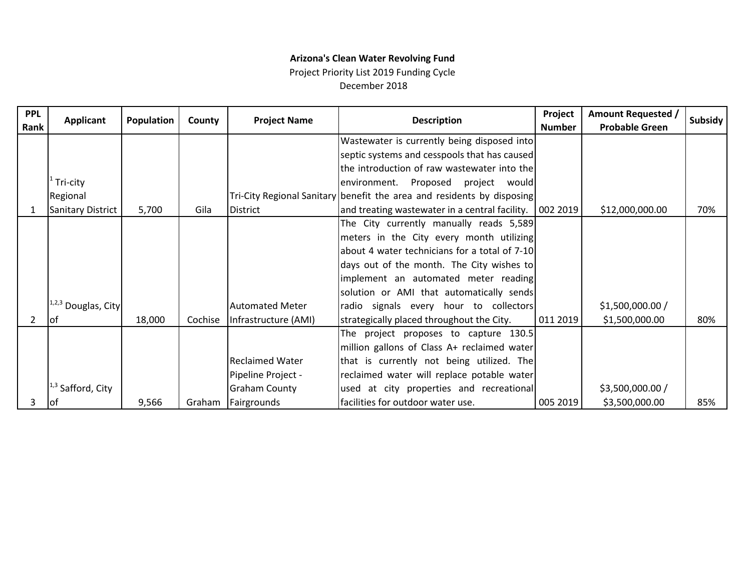**Arizona's Clean Water Revolving Fund**

Project Priority List 2019 Funding Cycle

December 2018

| PPL Rank | Applicant | Population | County | Project Name | Description | Project Number | Amount Requested / Probable Green | Subsidy |
|---|---|---|---|---|---|---|---|---|
| 1 | [1] Tri-city Regional Sanitary District | 5,700 | Gila | Tri-City Regional Sanitary District | Wastewater is currently being disposed into septic systems and cesspools that has caused the introduction of raw wastewater into the environment. Proposed project would benefit the area and residents by disposing and treating wastewater in a central facility. | 002 2019 | $12,000,000.00 | 70% |
| 2 | [1,2,3] Douglas, City of | 18,000 | Cochise | Automated Meter Infrastructure (AMI) | The City currently manually reads 5,589 meters in the City every month utilizing about 4 water technicians for a total of 7-10 days out of the month. The City wishes to implement an automated meter reading solution or AMI that automatically sends radio signals every hour to collectors strategically placed throughout the City. | 011 2019 | $1,500,000.00 / $1,500,000.00 | 80% |
| 3 | [1,3] Safford, City of | 9,566 | Graham | Reclaimed Water Pipeline Project - Graham County Fairgrounds | The project proposes to capture 130.5 million gallons of Class A+ reclaimed water that is currently not being utilized. The reclaimed water will replace potable water used at city properties and recreational facilities for outdoor water use. | 005 2019 | $3,500,000.00 / $3,500,000.00 | 85% |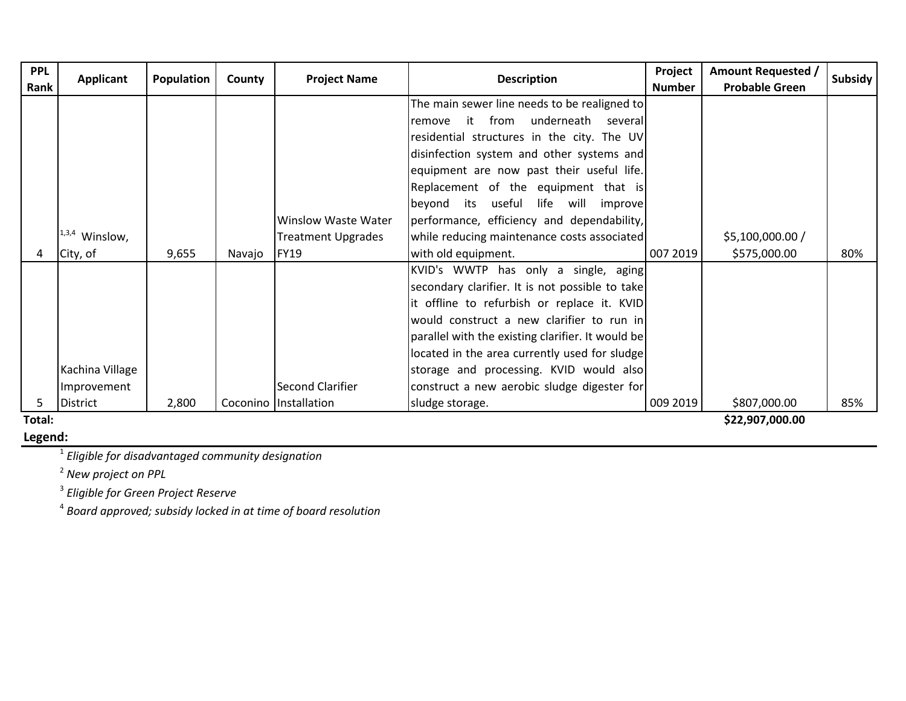| PPL Rank | Applicant | Population | County | Project Name | Description | Project Number | Amount Requested / Probable Green | Subsidy |
|---|---|---|---|---|---|---|---|---|
| 4 | [1,3,4] Winslow, City, of | 9,655 | Navajo | Winslow Waste Water Treatment Upgrades FY19 | The main sewer line needs to be realigned to remove it from underneath several residential structures in the city. The UV disinfection system and other systems and equipment are now past their useful life. Replacement of the equipment that is beyond its useful life will improve performance, efficiency and dependability, while reducing maintenance costs associated with old equipment. | 007 2019 | $5,100,000.00 / $575,000.00 | 80% |
| 5 | Kachina Village Improvement District | 2,800 | Coconino | Second Clarifier Installation | KVID's WWTP has only a single, aging secondary clarifier. It is not possible to take it offline to refurbish or replace it. KVID would construct a new clarifier to run in parallel with the existing clarifier. It would be located in the area currently used for sludge storage and processing. KVID would also construct a new aerobic sludge digester for sludge storage. | 009 2019 | $807,000.00 | 85% |
| **Total:** | | | | | | | **$22,907,000.00** | |

**Legend:**

[1] *Eligible for disadvantaged community designation*

[2] *New project on PPL*

[3] *Eligible for Green Project Reserve*

[4] *Board approved; subsidy locked in at time of board resolution*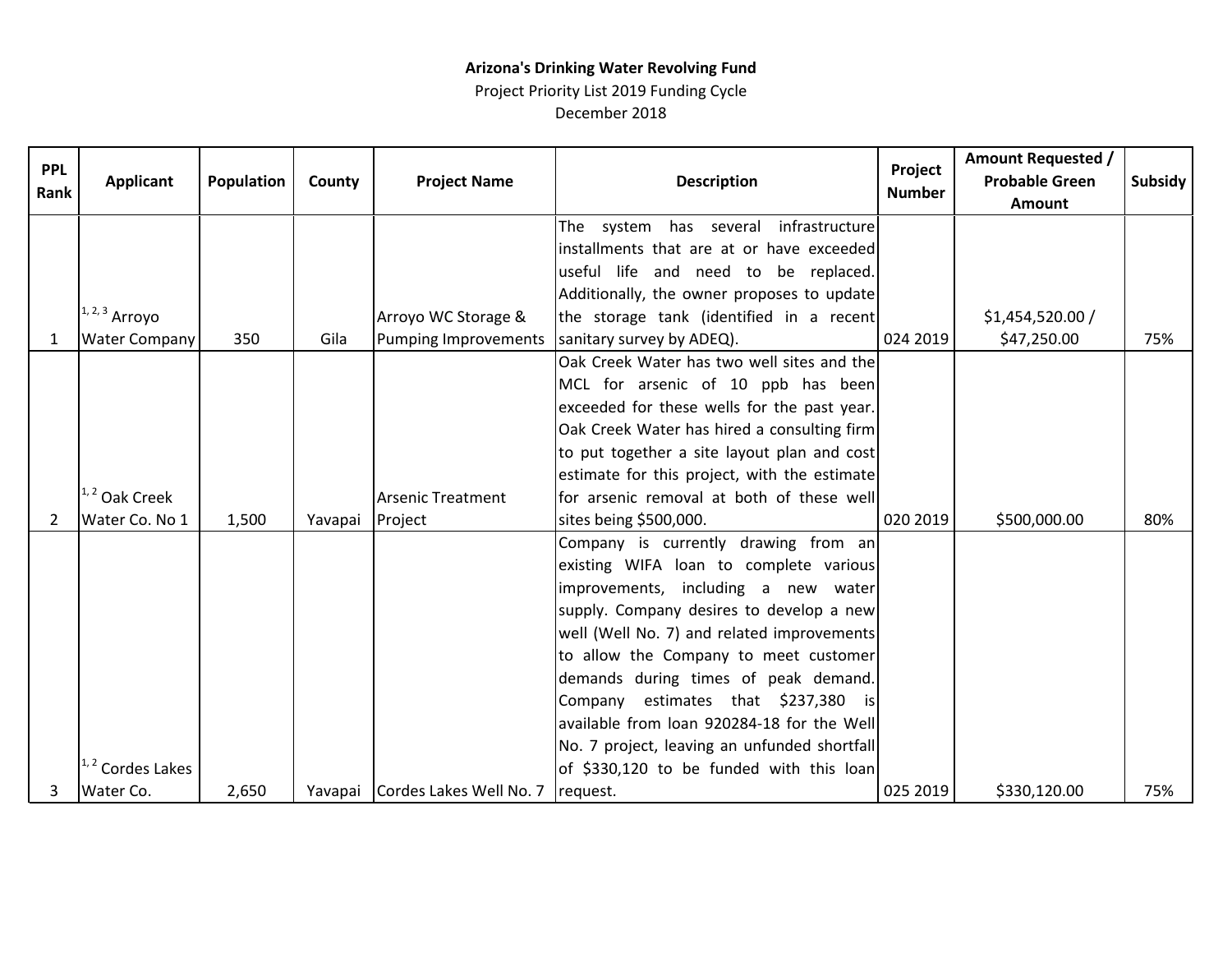**Arizona's Drinking Water Revolving Fund**

Project Priority List 2019 Funding Cycle

December 2018

| PPL Rank | Applicant | Population | County | Project Name | Description | Project Number | Amount Requested / Probable Green Amount | Subsidy |
|---|---|---|---|---|---|---|---|---|
| 1 | [1, 2, 3] Arroyo Water Company | 350 | Gila | Arroyo WC Storage & Pumping Improvements | The system has several infrastructure installments that are at or have exceeded useful life and need to be replaced. Additionally, the owner proposes to update the storage tank (identified in a recent sanitary survey by ADEQ). | 024 2019 | $1,454,520.00 / $47,250.00 | 75% |
| 2 | [1, 2] Oak Creek Water Co. No 1 | 1,500 | Yavapai | Arsenic Treatment Project | Oak Creek Water has two well sites and the MCL for arsenic of 10 ppb has been exceeded for these wells for the past year. Oak Creek Water has hired a consulting firm to put together a site layout plan and cost estimate for this project, with the estimate for arsenic removal at both of these well sites being $500,000. | 020 2019 | $500,000.00 | 80% |
| 3 | [1, 2] Cordes Lakes Water Co. | 2,650 | Yavapai | Cordes Lakes Well No. 7 | Company is currently drawing from an existing WIFA loan to complete various improvements, including a new water supply. Company desires to develop a new well (Well No. 7) and related improvements to allow the Company to meet customer demands during times of peak demand. Company estimates that $237,380 is available from loan 920284-18 for the Well No. 7 project, leaving an unfunded shortfall of $330,120 to be funded with this loan request. | 025 2019 | $330,120.00 | 75% |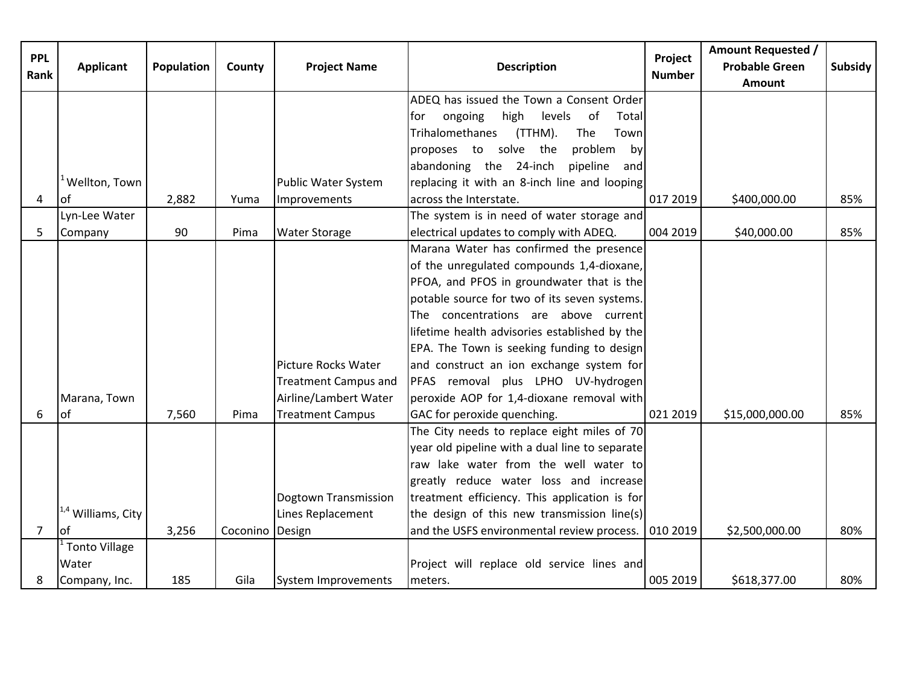| PPL Rank | Applicant | Population | County | Project Name | Description | Project Number | Amount Requested / Probable Green Amount | Subsidy |
|---|---|---|---|---|---|---|---|---|
| 4 | [1] Wellton, Town of | 2,882 | Yuma | Public Water System Improvements | ADEQ has issued the Town a Consent Order for ongoing high levels of Total Trihalomethanes (TTHM). The Town proposes to solve the problem by abandoning the 24-inch pipeline and replacing it with an 8-inch line and looping across the Interstate. | 017 2019 | $400,000.00 | 85% |
| 5 | Lyn-Lee Water Company | 90 | Pima | Water Storage | The system is in need of water storage and electrical updates to comply with ADEQ. | 004 2019 | $40,000.00 | 85% |
| 6 | Marana, Town of | 7,560 | Pima | Picture Rocks Water Treatment Campus and Airline/Lambert Water Treatment Campus | Marana Water has confirmed the presence of the unregulated compounds 1,4-dioxane, PFOA, and PFOS in groundwater that is the potable source for two of its seven systems. The concentrations are above current lifetime health advisories established by the EPA. The Town is seeking funding to design and construct an ion exchange system for PFAS removal plus LPHO UV-hydrogen peroxide AOP for 1,4-dioxane removal with GAC for peroxide quenching. | 021 2019 | $15,000,000.00 | 85% |
| 7 | [1,4] Williams, City of | 3,256 | Coconino | Dogtown Transmission Lines Replacement Design | The City needs to replace eight miles of 70 year old pipeline with a dual line to separate raw lake water from the well water to greatly reduce water loss and increase treatment efficiency. This application is for the design of this new transmission line(s) and the USFS environmental review process. | 010 2019 | $2,500,000.00 | 80% |
| 8 | [1] Tonto Village Water Company, Inc. | 185 | Gila | System Improvements | Project will replace old service lines and meters. | 005 2019 | $618,377.00 | 80% |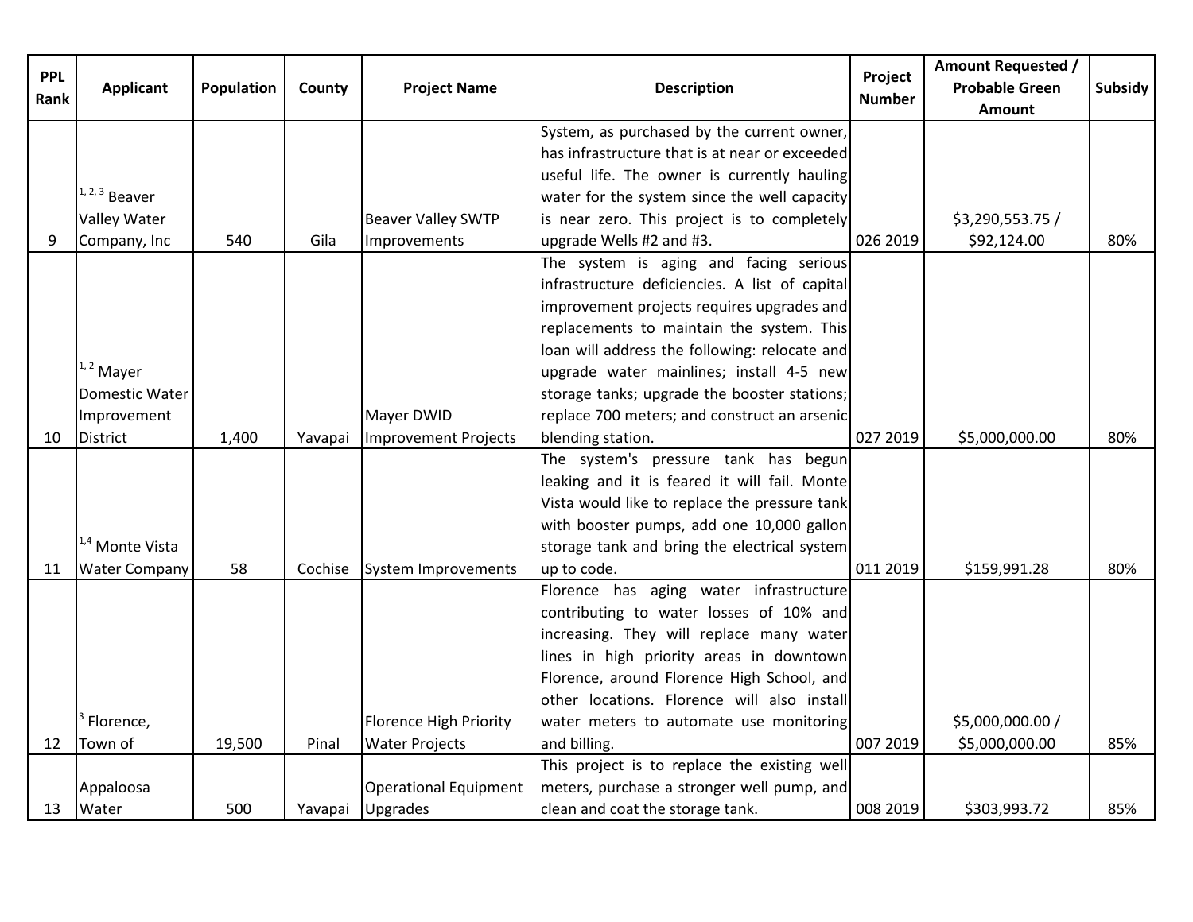| PPL Rank | Applicant | Population | County | Project Name | Description | Project Number | Amount Requested / Probable Green Amount | Subsidy |
|---|---|---|---|---|---|---|---|---|
| 9 | [1, 2, 3] Beaver Valley Water Company, Inc | 540 | Gila | Beaver Valley SWTP Improvements | System, as purchased by the current owner, has infrastructure that is at near or exceeded useful life. The owner is currently hauling water for the system since the well capacity is near zero. This project is to completely upgrade Wells #2 and #3. | 026 2019 | $3,290,553.75 / $92,124.00 | 80% |
| 10 | [1, 2] Mayer Domestic Water Improvement District | 1,400 | Yavapai | Mayer DWID Improvement Projects | The system is aging and facing serious infrastructure deficiencies. A list of capital improvement projects requires upgrades and replacements to maintain the system. This loan will address the following: relocate and upgrade water mainlines; install 4-5 new storage tanks; upgrade the booster stations; replace 700 meters; and construct an arsenic blending station. | 027 2019 | $5,000,000.00 | 80% |
| 11 | [1,4] Monte Vista Water Company | 58 | Cochise | System Improvements | The system's pressure tank has begun leaking and it is feared it will fail. Monte Vista would like to replace the pressure tank with booster pumps, add one 10,000 gallon storage tank and bring the electrical system up to code. | 011 2019 | $159,991.28 | 80% |
| 12 | [3] Florence, Town of | 19,500 | Pinal | Florence High Priority Water Projects | Florence has aging water infrastructure contributing to water losses of 10% and increasing. They will replace many water lines in high priority areas in downtown Florence, around Florence High School, and other locations. Florence will also install water meters to automate use monitoring and billing. | 007 2019 | $5,000,000.00 / $5,000,000.00 | 85% |
| 13 | Appaloosa Water | 500 | Yavapai | Operational Equipment Upgrades | This project is to replace the existing well meters, purchase a stronger well pump, and clean and coat the storage tank. | 008 2019 | $303,993.72 | 85% |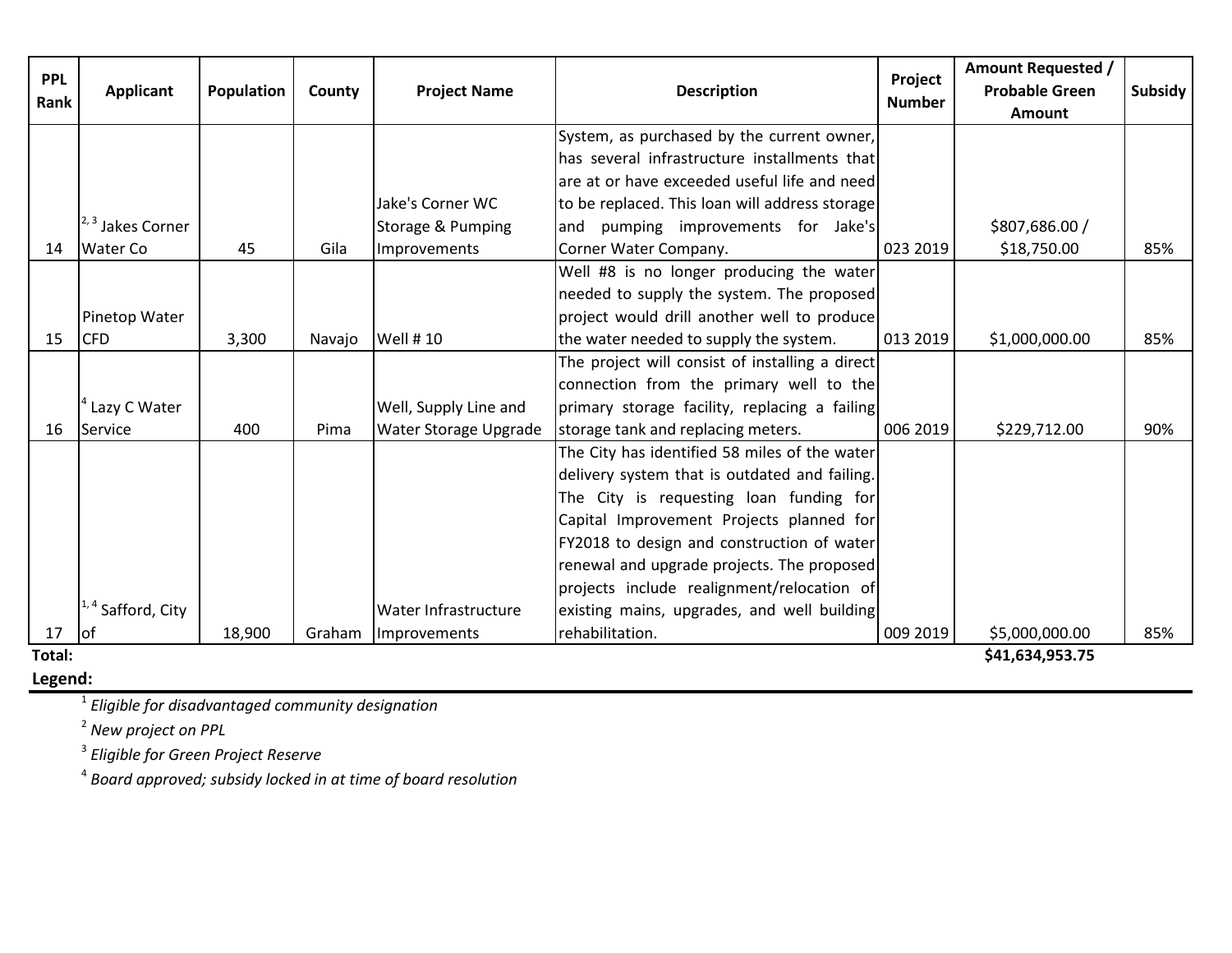| PPL Rank | Applicant | Population | County | Project Name | Description | Project Number | Amount Requested / Probable Green Amount | Subsidy |
|---|---|---|---|---|---|---|---|---|
| 14 | [2, 3] Jakes Corner Water Co | 45 | Gila | Jake's Corner WC Storage & Pumping Improvements | System, as purchased by the current owner, has several infrastructure installments that are at or have exceeded useful life and need to be replaced. This loan will address storage and pumping improvements for Jake's Corner Water Company. | 023 2019 | $807,686.00 / $18,750.00 | 85% |
| 15 | Pinetop Water CFD | 3,300 | Navajo | Well # 10 | Well #8 is no longer producing the water needed to supply the system. The proposed project would drill another well to produce the water needed to supply the system. | 013 2019 | $1,000,000.00 | 85% |
| 16 | [4] Lazy C Water Service | 400 | Pima | Well, Supply Line and Water Storage Upgrade | The project will consist of installing a direct connection from the primary well to the primary storage facility, replacing a failing storage tank and replacing meters. | 006 2019 | $229,712.00 | 90% |
| 17 | [1, 4] Safford, City of | 18,900 | Graham | Water Infrastructure Improvements | The City has identified 58 miles of the water delivery system that is outdated and failing. The City is requesting loan funding for Capital Improvement Projects planned for FY2018 to design and construction of water renewal and upgrade projects. The proposed projects include realignment/relocation of existing mains, upgrades, and well building rehabilitation. | 009 2019 | $5,000,000.00 | 85% |
| **Total:** | | | | | | | **$41,634,953.75** | |

**Legend:**

[1] *Eligible for disadvantaged community designation*

[2] *New project on PPL*

[3] *Eligible for Green Project Reserve*

[4] *Board approved; subsidy locked in at time of board resolution*